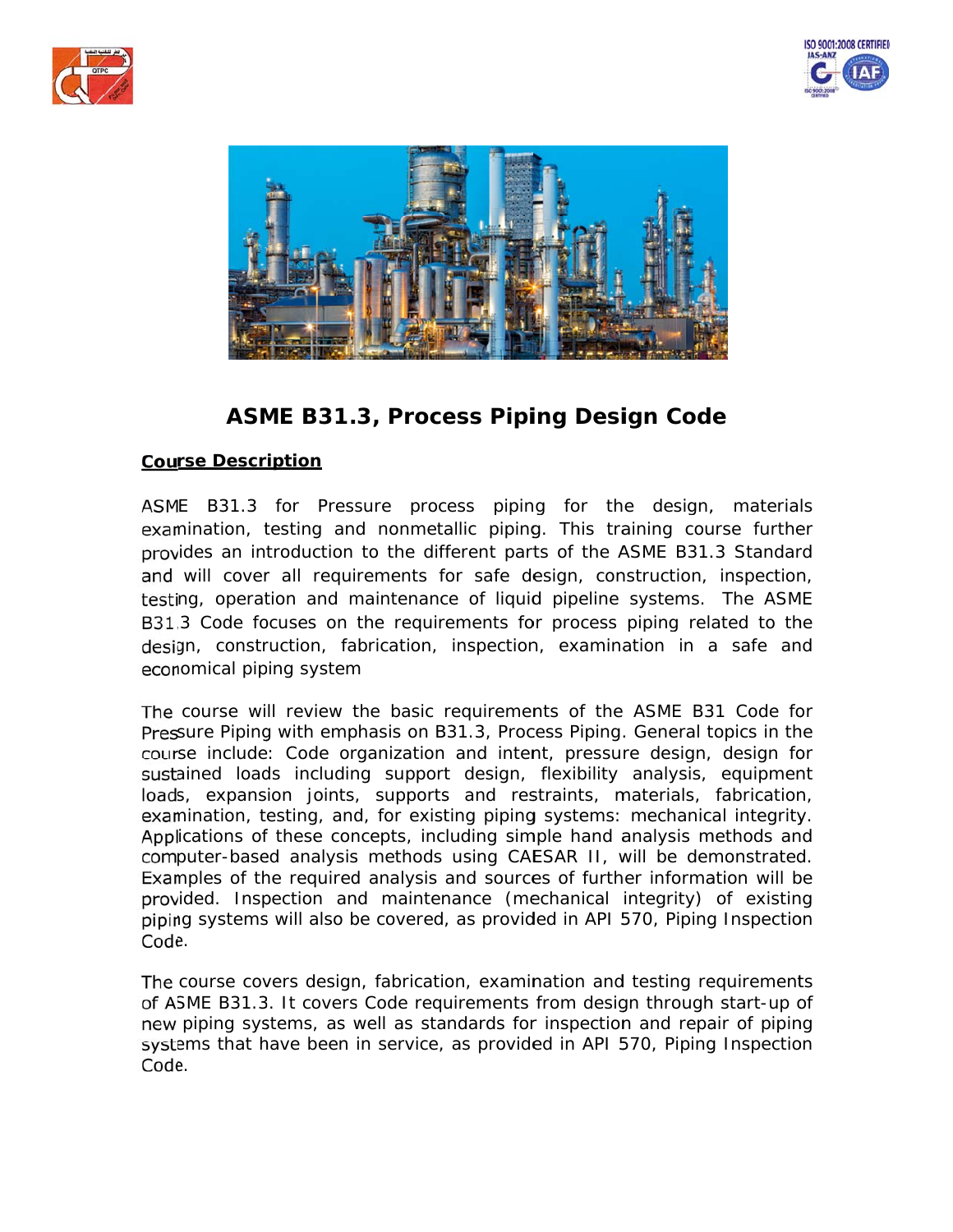# ASME B31.3, Process Piping Design Code

## Course Description

ASME B31.3 for Pressure process piping for the design, materials examination, testing and nonmetallic piping. This training course further provides an introduction to the different parts of the ASME B31.3 Standard and will cover all requirements for safe design, construction, inspection, testing, operation and maintenance of liquid pipeline systems. The ASME B31.3 Code focuses on the requirements for process piping related to the design, construction, fabrication, inspection, examination in a safe and economical piping system

The course will review the basic requirements of the ASME B31 Code for Pressure Piping with emphasis on B31.3, Process Piping. General topics in the course include: Code organization and intent, pressure design, design for sustained loads including support design, flexibility analysis, equipment loads, expansion joints, supports and restraints, materials, fabrication, examination, testing, and, for existing piping systems: mechanical integrity. Applications of these concepts, including simple hand analysis methods and computer-based analysis methods using CAESAR II, will be demonstrated. Examples of the required analysis and sources of further information will be provided. Inspection and maintenance (mechanical integrity) of existing piping systems will also be covered, as provided in API 570, Piping Inspection Code.

The course covers design, fabrication, examination and testing requirements of ASME B31.3. It covers Code requirements from design through start-up of new piping systems, as well as standards for inspection and repair of piping systems that have been in service, as provided in API 570, Piping Inspection Code.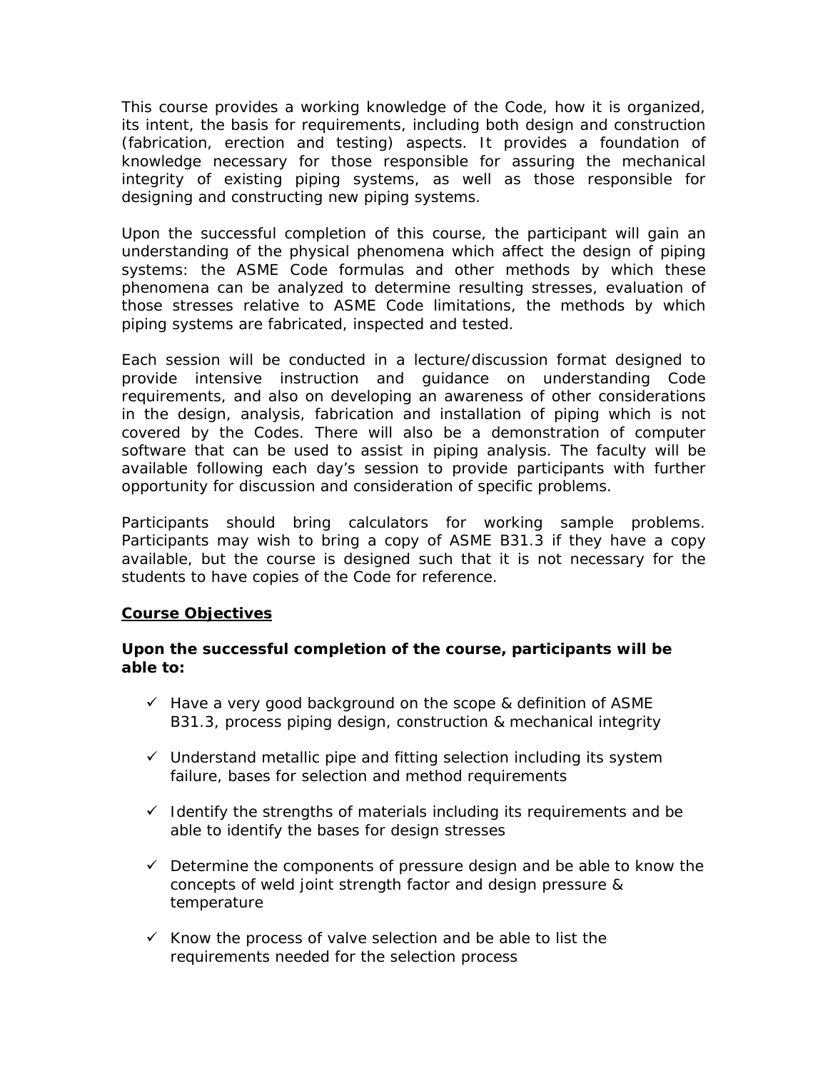This course provides a working knowledge of the Code, how it is organized, its intent, the basis for requirements, including both design and construction (fabrication, erection and testing) aspects. It provides a foundation of knowledge necessary for those responsible for assuring the mechanical integrity of existing piping systems, as well as those responsible for designing and constructing new piping systems.

Upon the successful completion of this course, the participant will gain an understanding of the physical phenomena which affect the design of piping systems: the ASME Code formulas and other methods by which these phenomena can be analyzed to determine resulting stresses, evaluation of those stresses relative to ASME Code limitations, the methods by which piping systems are fabricated, inspected and tested.

Each session will be conducted in a lecture/discussion format designed to provide intensive instruction and guidance on understanding Code requirements, and also on developing an awareness of other considerations in the design, analysis, fabrication and installation of piping which is not covered by the Codes. There will also be a demonstration of computer software that can be used to assist in piping analysis. The faculty will be available following each day's session to provide participants with further opportunity for discussion and consideration of specific problems.

Participants should bring calculators for working sample problems. Participants may wish to bring a copy of ASME B31.3 if they have a copy available, but the course is designed such that it is not necessary for the students to have copies of the Code for reference.

**Course Objectives**

**Upon the successful completion of the course, participants will be able to:**

- ✓ Have a very good background on the scope & definition of ASME B31.3, process piping design, construction & mechanical integrity
- ✓ Understand metallic pipe and fitting selection including its system failure, bases for selection and method requirements
- ✓ Identify the strengths of materials including its requirements and be able to identify the bases for design stresses
- ✓ Determine the components of pressure design and be able to know the concepts of weld joint strength factor and design pressure & temperature
- ✓ Know the process of valve selection and be able to list the requirements needed for the selection process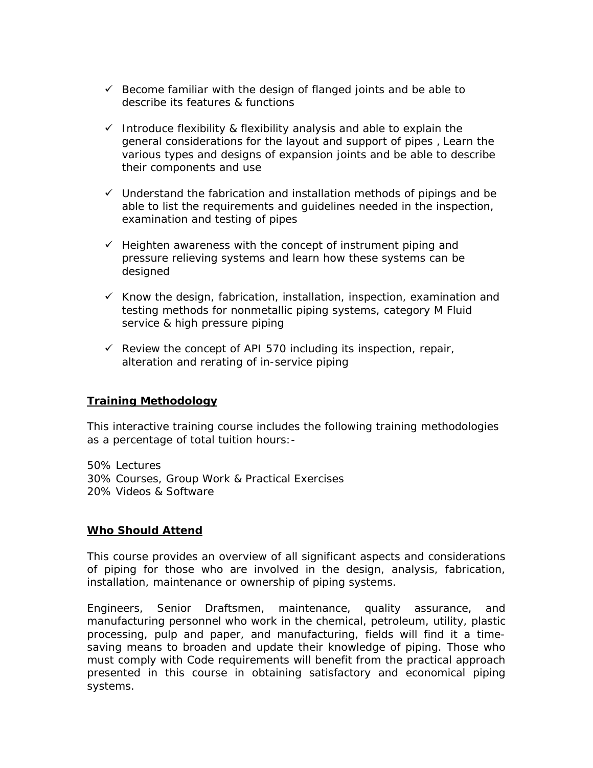- ✓ Become familiar with the design of flanged joints and be able to describe its features & functions

- ✓ Introduce flexibility & flexibility analysis and able to explain the general considerations for the layout and support of pipes , Learn the various types and designs of expansion joints and be able to describe their components and use

- ✓ Understand the fabrication and installation methods of pipings and be able to list the requirements and guidelines needed in the inspection, examination and testing of pipes

- ✓ Heighten awareness with the concept of instrument piping and pressure relieving systems and learn how these systems can be designed

- ✓ Know the design, fabrication, installation, inspection, examination and testing methods for nonmetallic piping systems, category M Fluid service & high pressure piping

- ✓ Review the concept of API 570 including its inspection, repair, alteration and rerating of in-service piping

## Training Methodology

This interactive training course includes the following training methodologies as a percentage of total tuition hours:-

50% Lectures
30% Courses, Group Work & Practical Exercises
20% Videos & Software

## Who Should Attend

This course provides an overview of all significant aspects and considerations of piping for those who are involved in the design, analysis, fabrication, installation, maintenance or ownership of piping systems.

Engineers, Senior Draftsmen, maintenance, quality assurance, and manufacturing personnel who work in the chemical, petroleum, utility, plastic processing, pulp and paper, and manufacturing, fields will find it a time-saving means to broaden and update their knowledge of piping. Those who must comply with Code requirements will benefit from the practical approach presented in this course in obtaining satisfactory and economical piping systems.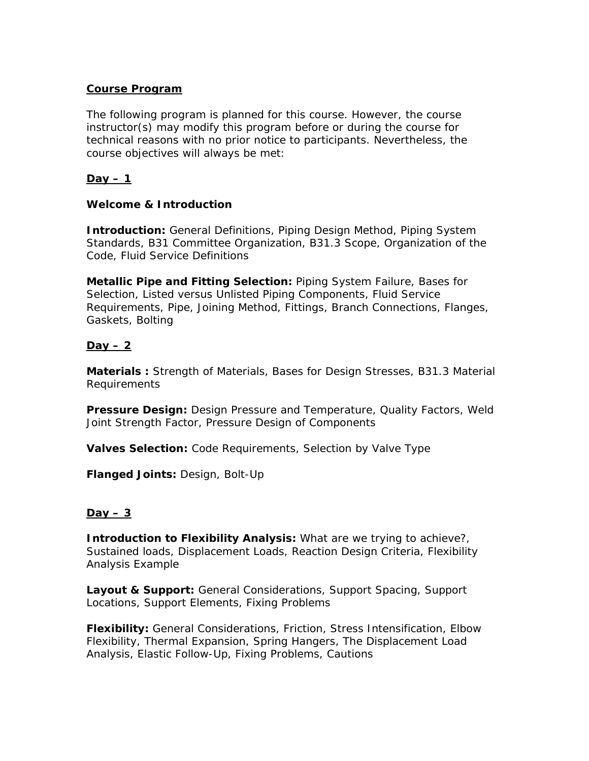**<u>Course Program</u>**

The following program is planned for this course. However, the course instructor(s) may modify this program before or during the course for technical reasons with no prior notice to participants. Nevertheless, the course objectives will always be met:

**<u>Day – 1</u>**

**Welcome & Introduction**

**Introduction:** General Definitions, Piping Design Method, Piping System Standards, B31 Committee Organization, B31.3 Scope, Organization of the Code, Fluid Service Definitions

**Metallic Pipe and Fitting Selection:** Piping System Failure, Bases for Selection, Listed versus Unlisted Piping Components, Fluid Service Requirements, Pipe, Joining Method, Fittings, Branch Connections, Flanges, Gaskets, Bolting

**<u>Day – 2</u>**

**Materials :** Strength of Materials, Bases for Design Stresses, B31.3 Material Requirements

**Pressure Design:** Design Pressure and Temperature, Quality Factors, Weld Joint Strength Factor, Pressure Design of Components

**Valves Selection:** Code Requirements, Selection by Valve Type

**Flanged Joints:** Design, Bolt-Up

**<u>Day – 3</u>**

**Introduction to Flexibility Analysis:** What are we trying to achieve?, Sustained loads, Displacement Loads, Reaction Design Criteria, Flexibility Analysis Example

**Layout & Support:** General Considerations, Support Spacing, Support Locations, Support Elements, Fixing Problems

**Flexibility:** General Considerations, Friction, Stress Intensification, Elbow Flexibility, Thermal Expansion, Spring Hangers, The Displacement Load Analysis, Elastic Follow-Up, Fixing Problems, Cautions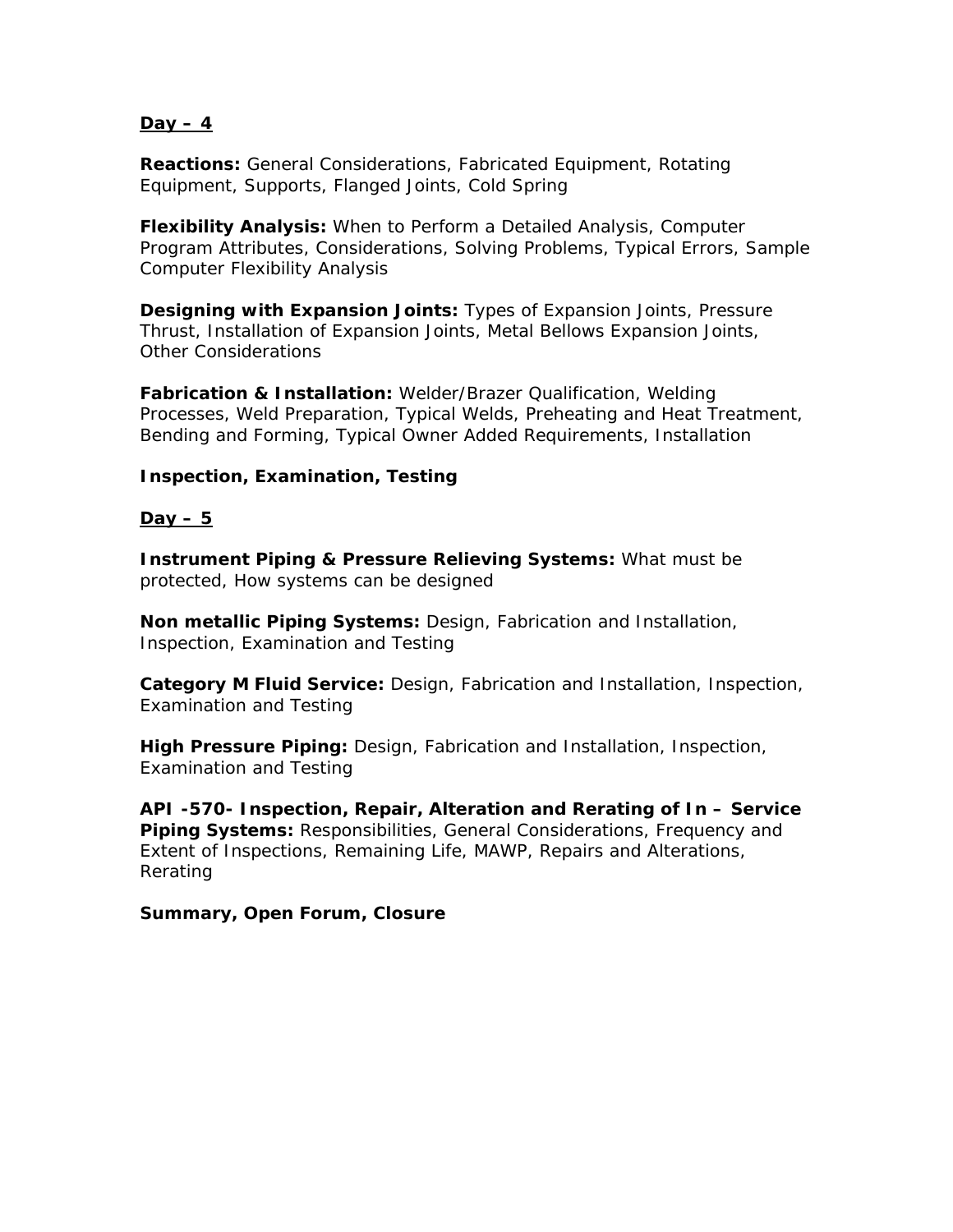## Day – 4

**Reactions:** General Considerations, Fabricated Equipment, Rotating Equipment, Supports, Flanged Joints, Cold Spring

**Flexibility Analysis:** When to Perform a Detailed Analysis, Computer Program Attributes, Considerations, Solving Problems, Typical Errors, Sample Computer Flexibility Analysis

**Designing with Expansion Joints:** Types of Expansion Joints, Pressure Thrust, Installation of Expansion Joints, Metal Bellows Expansion Joints, Other Considerations

**Fabrication & Installation:** Welder/Brazer Qualification, Welding Processes, Weld Preparation, Typical Welds, Preheating and Heat Treatment, Bending and Forming, Typical Owner Added Requirements, Installation

**Inspection, Examination, Testing**

## Day – 5

**Instrument Piping & Pressure Relieving Systems:** What must be protected, How systems can be designed

**Non metallic Piping Systems:** Design, Fabrication and Installation, Inspection, Examination and Testing

**Category M Fluid Service:** Design, Fabrication and Installation, Inspection, Examination and Testing

**High Pressure Piping:** Design, Fabrication and Installation, Inspection, Examination and Testing

**API -570- Inspection, Repair, Alteration and Rerating of In – Service Piping Systems:** Responsibilities, General Considerations, Frequency and Extent of Inspections, Remaining Life, MAWP, Repairs and Alterations, Rerating

**Summary, Open Forum, Closure**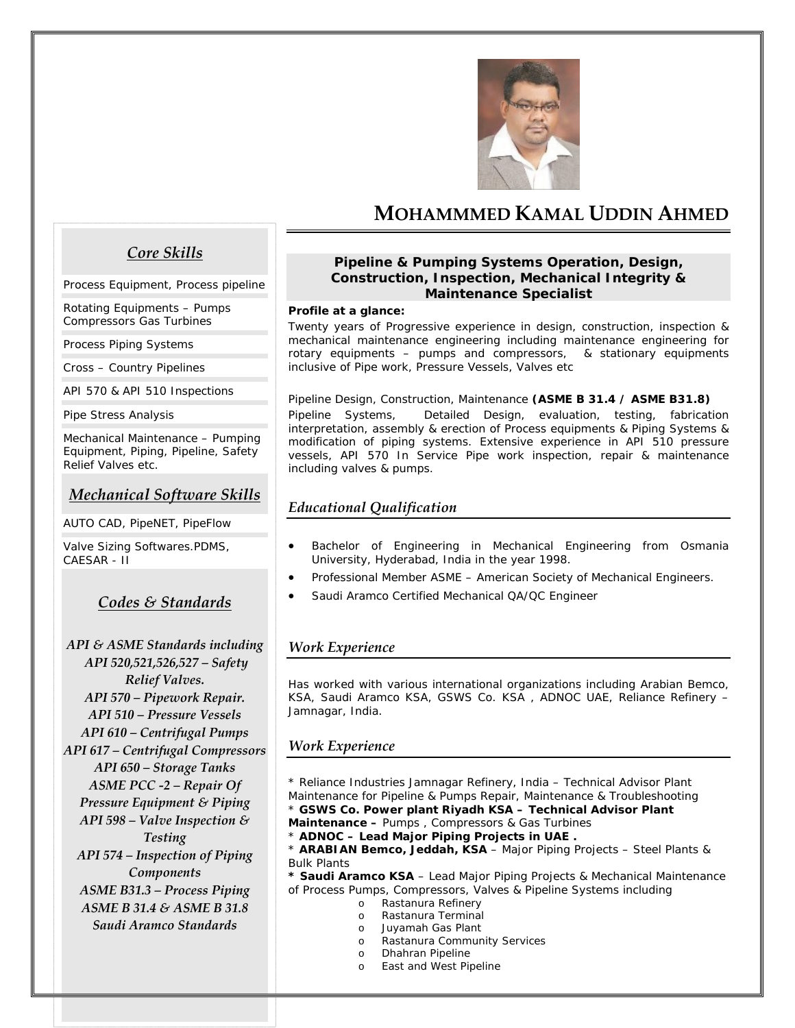# MOHAMMMED KAMAL UDDIN AHMED

## Pipeline & Pumping Systems Operation, Design, Construction, Inspection, Mechanical Integrity & Maintenance Specialist

**Profile at a glance:**

Twenty years of Progressive experience in design, construction, inspection & mechanical maintenance engineering including maintenance engineering for rotary equipments – pumps and compressors, & stationary equipments inclusive of Pipe work, Pressure Vessels, Valves etc

Pipeline Design, Construction, Maintenance **(ASME B 31.4 / ASME B31.8)**

Pipeline Systems, Detailed Design, evaluation, testing, fabrication interpretation, assembly & erection of Process equipments & Piping Systems & modification of piping systems. Extensive experience in API 510 pressure vessels, API 570 In Service Pipe work inspection, repair & maintenance including valves & pumps.

## *Core Skills*

- Process Equipment, Process pipeline
- Rotating Equipments – Pumps Compressors Gas Turbines
- Process Piping Systems
- Cross – Country Pipelines
- API 570 & API 510 Inspections
- Pipe Stress Analysis
- Mechanical Maintenance – Pumping Equipment, Piping, Pipeline, Safety Relief Valves etc.

## *Mechanical Software Skills*

- AUTO CAD, PipeNET, PipeFlow
- Valve Sizing Softwares.PDMS, CAESAR - II

## *Codes & Standards*

*API & ASME Standards including*
*API 520,521,526,527 – Safety Relief Valves.*
*API 570 – Pipework Repair.*
*API 510 – Pressure Vessels*
*API 610 – Centrifugal Pumps*
*API 617 – Centrifugal Compressors*
*API 650 – Storage Tanks*
*ASME PCC -2 – Repair Of Pressure Equipment & Piping*
*API 598 – Valve Inspection & Testing*
*API 574 – Inspection of Piping Components*
*ASME B31.3 – Process Piping*
*ASME B 31.4 & ASME B 31.8*
*Saudi Aramco Standards*

## *Educational Qualification*

- Bachelor of Engineering in Mechanical Engineering from Osmania University, Hyderabad, India in the year 1998.
- Professional Member ASME – American Society of Mechanical Engineers.
- Saudi Aramco Certified Mechanical QA/QC Engineer

## *Work Experience*

Has worked with various international organizations including Arabian Bemco, KSA, Saudi Aramco KSA, GSWS Co. KSA , ADNOC UAE, Reliance Refinery – Jamnagar, India.

## *Work Experience*

* Reliance Industries Jamnagar Refinery, India – Technical Advisor Plant Maintenance for Pipeline & Pumps Repair, Maintenance & Troubleshooting
* **GSWS Co. Power plant Riyadh KSA – Technical Advisor Plant Maintenance –** Pumps , Compressors & Gas Turbines
* **ADNOC – Lead Major Piping Projects in UAE .**
* **ARABIAN Bemco, Jeddah, KSA** – Major Piping Projects – Steel Plants & Bulk Plants
* **Saudi Aramco KSA** – Lead Major Piping Projects & Mechanical Maintenance of Process Pumps, Compressors, Valves & Pipeline Systems including
  - Rastanura Refinery
  - Rastanura Terminal
  - Juyamah Gas Plant
  - Rastanura Community Services
  - Dhahran Pipeline
  - East and West Pipeline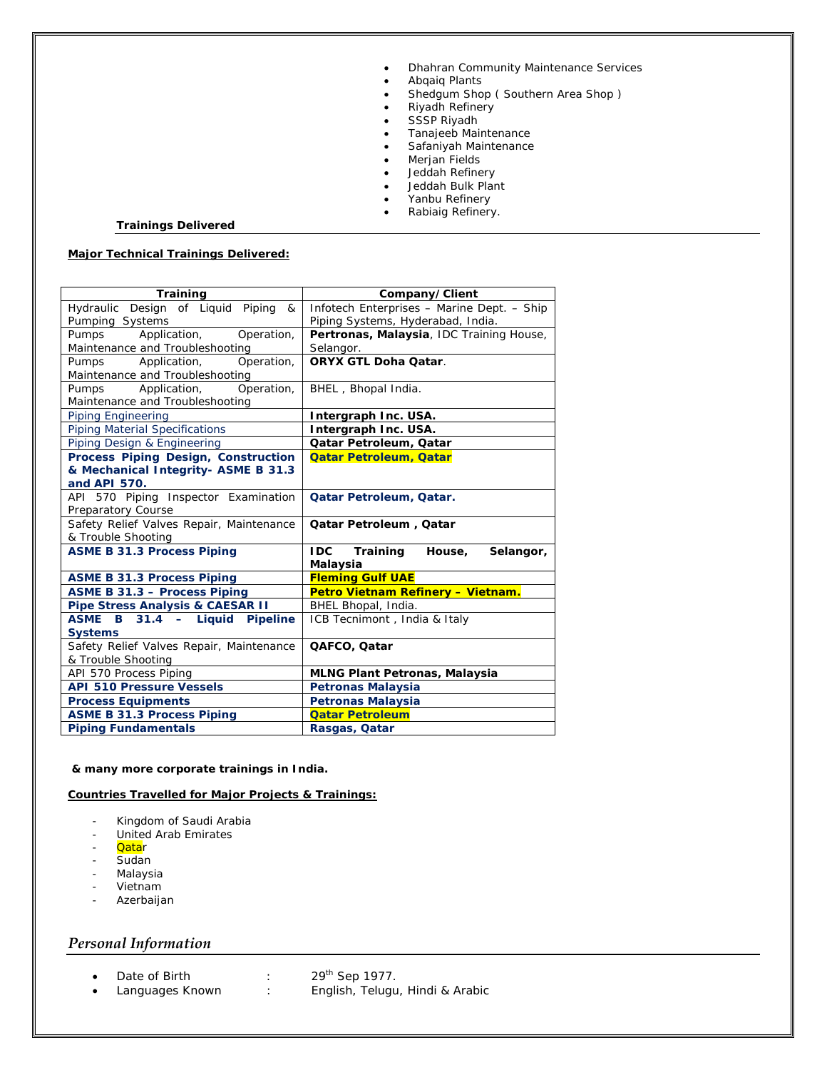- Dhahran Community Maintenance Services
- Abqaiq Plants
- Shedgum Shop ( Southern Area Shop )
- Riyadh Refinery
- SSSP Riyadh
- Tanajeeb Maintenance
- Safaniyah Maintenance
- Merjan Fields
- Jeddah Refinery
- Jeddah Bulk Plant
- Yanbu Refinery
- Rabiaig Refinery.

**Trainings Delivered**

**Major Technical Trainings Delivered:**

| Training | Company/Client |
|---|---|
| Hydraulic Design of Liquid Piping & Pumping Systems | Infotech Enterprises – Marine Dept. – Ship Piping Systems, Hyderabad, India. |
| Pumps Application, Operation, Maintenance and Troubleshooting | **Pertronas, Malaysia**, IDC Training House, Selangor. |
| Pumps Application, Operation, Maintenance and Troubleshooting | **ORYX GTL Doha Qatar**. |
| Pumps Application, Operation, Maintenance and Troubleshooting | BHEL , Bhopal India. |
| Piping Engineering | **Intergraph Inc. USA.** |
| Piping Material Specifications | **Intergraph Inc. USA.** |
| Piping Design & Engineering | **Qatar Petroleum, Qatar** |
| **Process Piping Design, Construction & Mechanical Integrity- ASME B 31.3 and API 570.** | **Qatar Petroleum, Qatar** |
| API 570 Piping Inspector Examination Preparatory Course | **Qatar Petroleum, Qatar.** |
| Safety Relief Valves Repair, Maintenance & Trouble Shooting | **Qatar Petroleum , Qatar** |
| **ASME B 31.3 Process Piping** | **IDC Training House, Selangor, Malaysia** |
| **ASME B 31.3 Process Piping** | **Fleming Gulf UAE** |
| **ASME B 31.3 – Process Piping** | **Petro Vietnam Refinery – Vietnam.** |
| **Pipe Stress Analysis & CAESAR II** | BHEL Bhopal, India. |
| **ASME B 31.4 – Liquid Pipeline Systems** | ICB Tecnimont , India & Italy |
| Safety Relief Valves Repair, Maintenance & Trouble Shooting | **QAFCO, Qatar** |
| API 570 Process Piping | **MLNG Plant Petronas, Malaysia** |
| **API 510 Pressure Vessels** | **Petronas Malaysia** |
| **Process Equipments** | **Petronas Malaysia** |
| **ASME B 31.3 Process Piping** | **Qatar Petroleum** |
| **Piping Fundamentals** | **Rasgas, Qatar** |

**& many more corporate trainings in India.**

**Countries Travelled for Major Projects & Trainings:**

- Kingdom of Saudi Arabia
- United Arab Emirates
- Qatar
- Sudan
- Malaysia
- Vietnam
- Azerbaijan

## *Personal Information*

- Date of Birth : 29th Sep 1977.
- Languages Known : English, Telugu, Hindi & Arabic